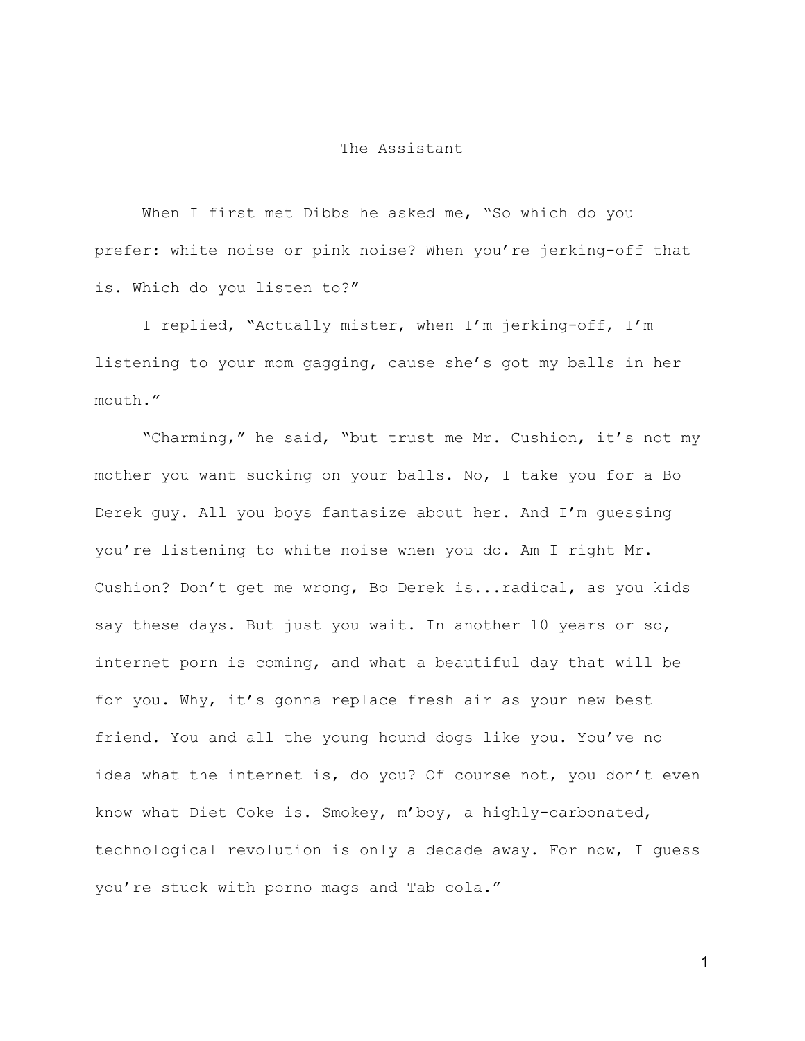# The Assistant

When I first met Dibbs he asked me, "So which do you prefer: white noise or pink noise? When you're jerking-off that is. Which do you listen to?"

I replied, "Actually mister, when I'm jerking-off, I'm listening to your mom gagging, cause she's got my balls in her mouth."

"Charming," he said, "but trust me Mr. Cushion, it's not my mother you want sucking on your balls. No, I take you for a Bo Derek guy. All you boys fantasize about her. And I'm guessing you're listening to white noise when you do. Am I right Mr. Cushion? Don't get me wrong, Bo Derek is...radical, as you kids say these days. But just you wait. In another 10 years or so, internet porn is coming, and what a beautiful day that will be for you. Why, it's gonna replace fresh air as your new best friend. You and all the young hound dogs like you. You've no idea what the internet is, do you? Of course not, you don't even know what Diet Coke is. Smokey, m'boy, a highly-carbonated, technological revolution is only a decade away. For now, I guess you're stuck with porno mags and Tab cola."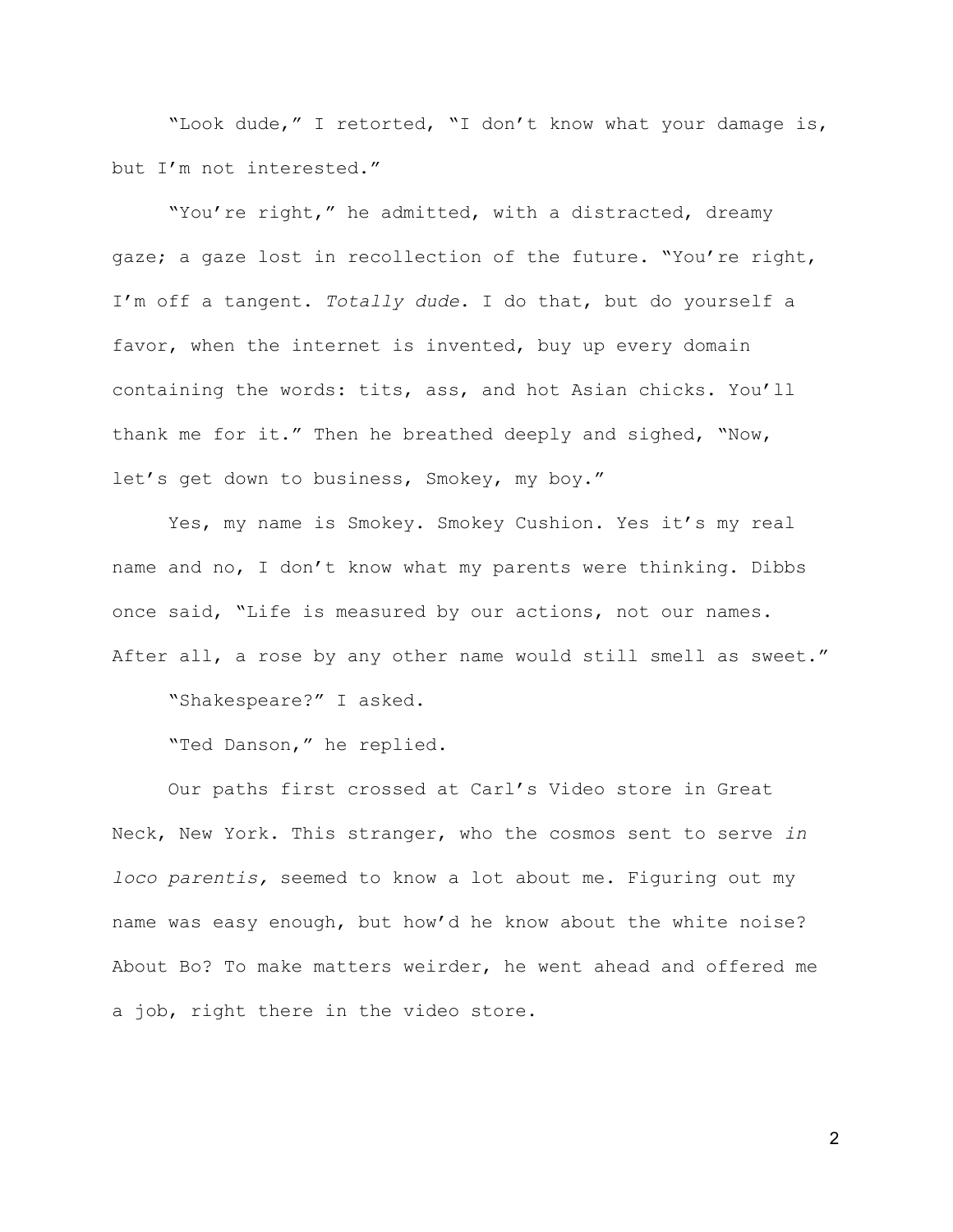"Look dude," I retorted, "I don't know what your damage is, but I'm not interested."

"You're right," he admitted, with a distracted, dreamy gaze; a gaze lost in recollection of the future. "You're right, I'm off a tangent. *Totally dude*. I do that, but do yourself a favor, when the internet is invented, buy up every domain containing the words: tits, ass, and hot Asian chicks. You'll thank me for it." Then he breathed deeply and sighed, "Now, let's get down to business, Smokey, my boy."

Yes, my name is Smokey. Smokey Cushion. Yes it's my real name and no, I don't know what my parents were thinking. Dibbs once said, "Life is measured by our actions, not our names. After all, a rose by any other name would still smell as sweet."

"Shakespeare?" I asked.

"Ted Danson," he replied.

Our paths first crossed at Carl's Video store in Great Neck, New York. This stranger, who the cosmos sent to serve *in loco parentis,* seemed to know a lot about me. Figuring out my name was easy enough, but how'd he know about the white noise? About Bo? To make matters weirder, he went ahead and offered me a job, right there in the video store.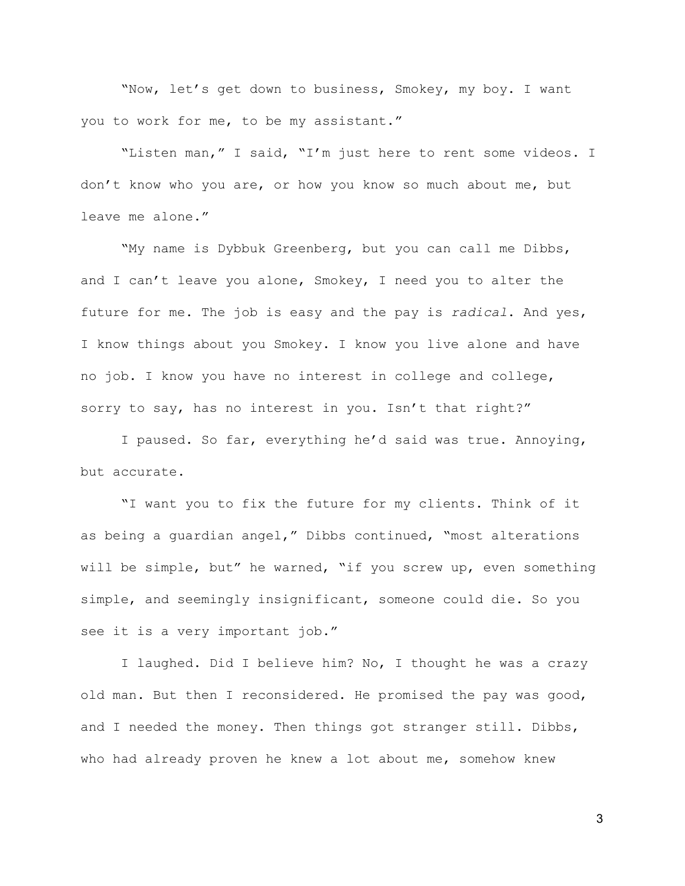"Now, let's get down to business, Smokey, my boy. I want you to work for me, to be my assistant."

"Listen man," I said, "I'm just here to rent some videos. I don't know who you are, or how you know so much about me, but leave me alone."

"My name is Dybbuk Greenberg, but you can call me Dibbs, and I can't leave you alone, Smokey, I need you to alter the future for me. The job is easy and the pay is *radical*. And yes, I know things about you Smokey. I know you live alone and have no job. I know you have no interest in college and college, sorry to say, has no interest in you. Isn't that right?"

I paused. So far, everything he'd said was true. Annoying, but accurate.

"I want you to fix the future for my clients. Think of it as being a guardian angel," Dibbs continued, "most alterations will be simple, but" he warned, "if you screw up, even something simple, and seemingly insignificant, someone could die. So you see it is a very important job."

I laughed. Did I believe him? No, I thought he was a crazy old man. But then I reconsidered. He promised the pay was good, and I needed the money. Then things got stranger still. Dibbs, who had already proven he knew a lot about me, somehow knew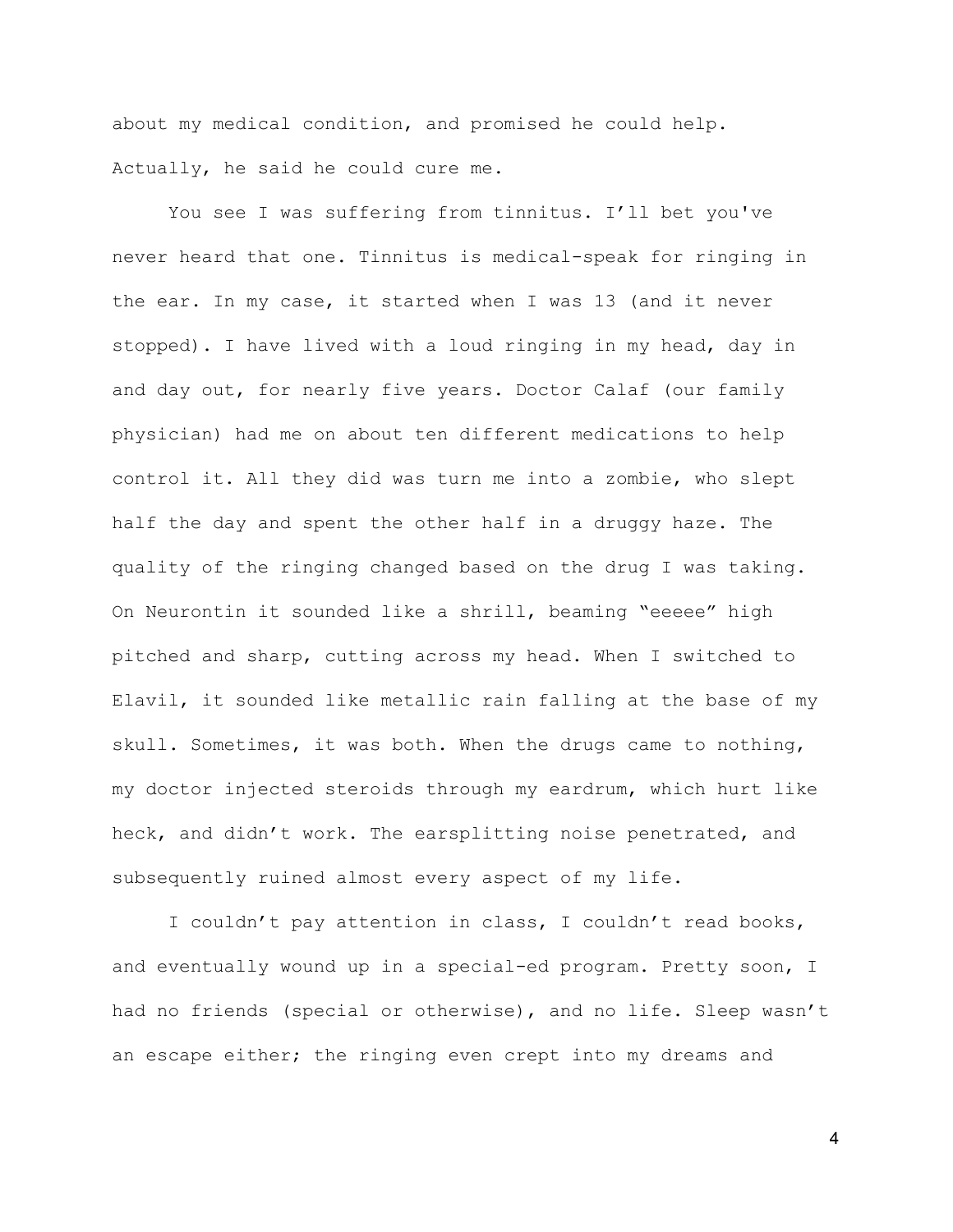about my medical condition, and promised he could help. Actually, he said he could cure me.

You see I was suffering from tinnitus. I'll bet you've never heard that one. Tinnitus is medical-speak for ringing in the ear. In my case, it started when I was 13 (and it never stopped). I have lived with a loud ringing in my head, day in and day out, for nearly five years. Doctor Calaf (our family physician) had me on about ten different medications to help control it. All they did was turn me into a zombie, who slept half the day and spent the other half in a druggy haze. The quality of the ringing changed based on the drug I was taking. On Neurontin it sounded like a shrill, beaming "eeeee" high pitched and sharp, cutting across my head. When I switched to Elavil, it sounded like metallic rain falling at the base of my skull. Sometimes, it was both. When the drugs came to nothing, my doctor injected steroids through my eardrum, which hurt like heck, and didn't work. The earsplitting noise penetrated, and subsequently ruined almost every aspect of my life.

I couldn't pay attention in class, I couldn't read books, and eventually wound up in a special-ed program. Pretty soon, I had no friends (special or otherwise), and no life. Sleep wasn't an escape either; the ringing even crept into my dreams and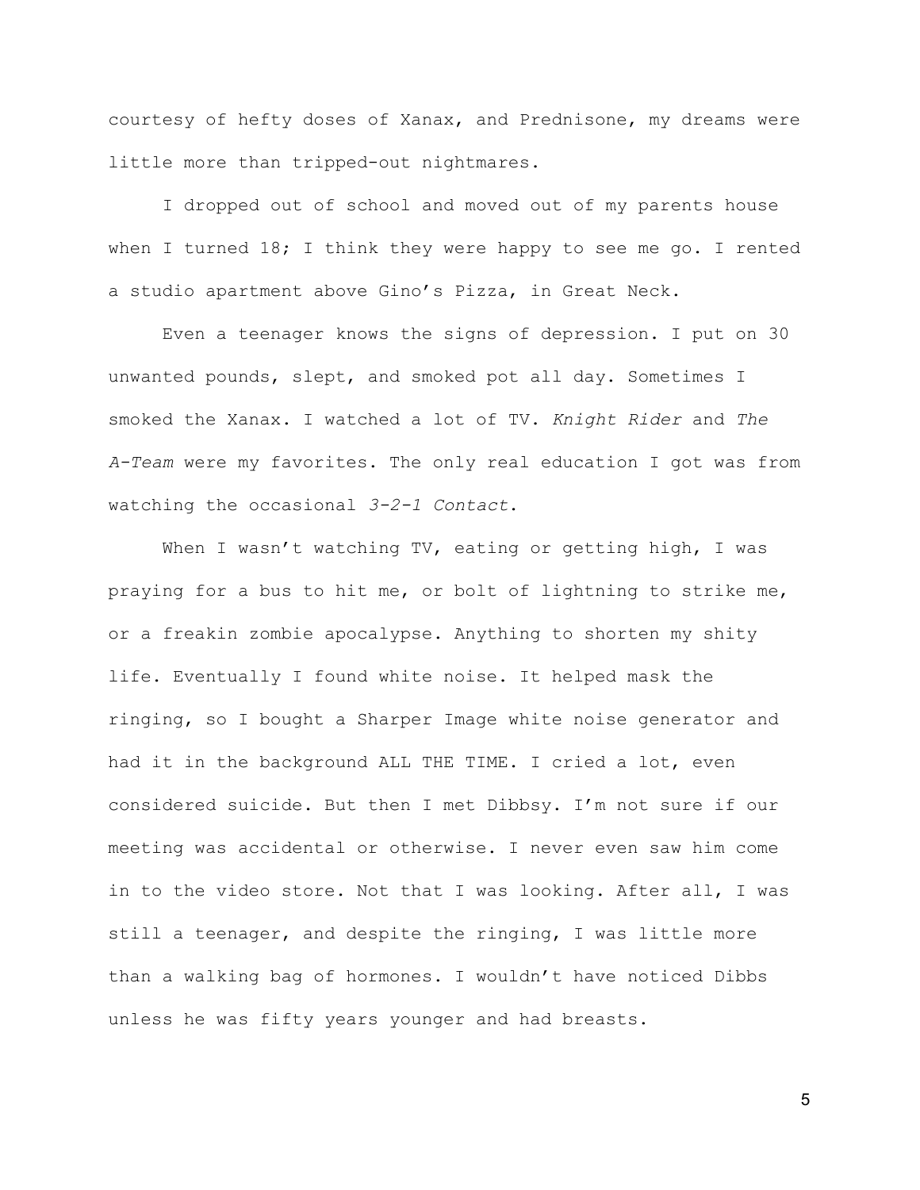courtesy of hefty doses of Xanax, and Prednisone, my dreams were little more than tripped-out nightmares.

I dropped out of school and moved out of my parents house when I turned 18; I think they were happy to see me go. I rented a studio apartment above Gino's Pizza, in Great Neck.

Even a teenager knows the signs of depression. I put on 30 unwanted pounds, slept, and smoked pot all day. Sometimes I smoked the Xanax. I watched a lot of TV. *Knight Rider* and *The A-Team* were my favorites. The only real education I got was from watching the occasional *3-2-1 Contact*.

When I wasn't watching TV, eating or getting high, I was praying for a bus to hit me, or bolt of lightning to strike me, or a freakin zombie apocalypse. Anything to shorten my shity life. Eventually I found white noise. It helped mask the ringing, so I bought a Sharper Image white noise generator and had it in the background ALL THE TIME. I cried a lot, even considered suicide. But then I met Dibbsy. I'm not sure if our meeting was accidental or otherwise. I never even saw him come in to the video store. Not that I was looking. After all, I was still a teenager, and despite the ringing, I was little more than a walking bag of hormones. I wouldn't have noticed Dibbs unless he was fifty years younger and had breasts.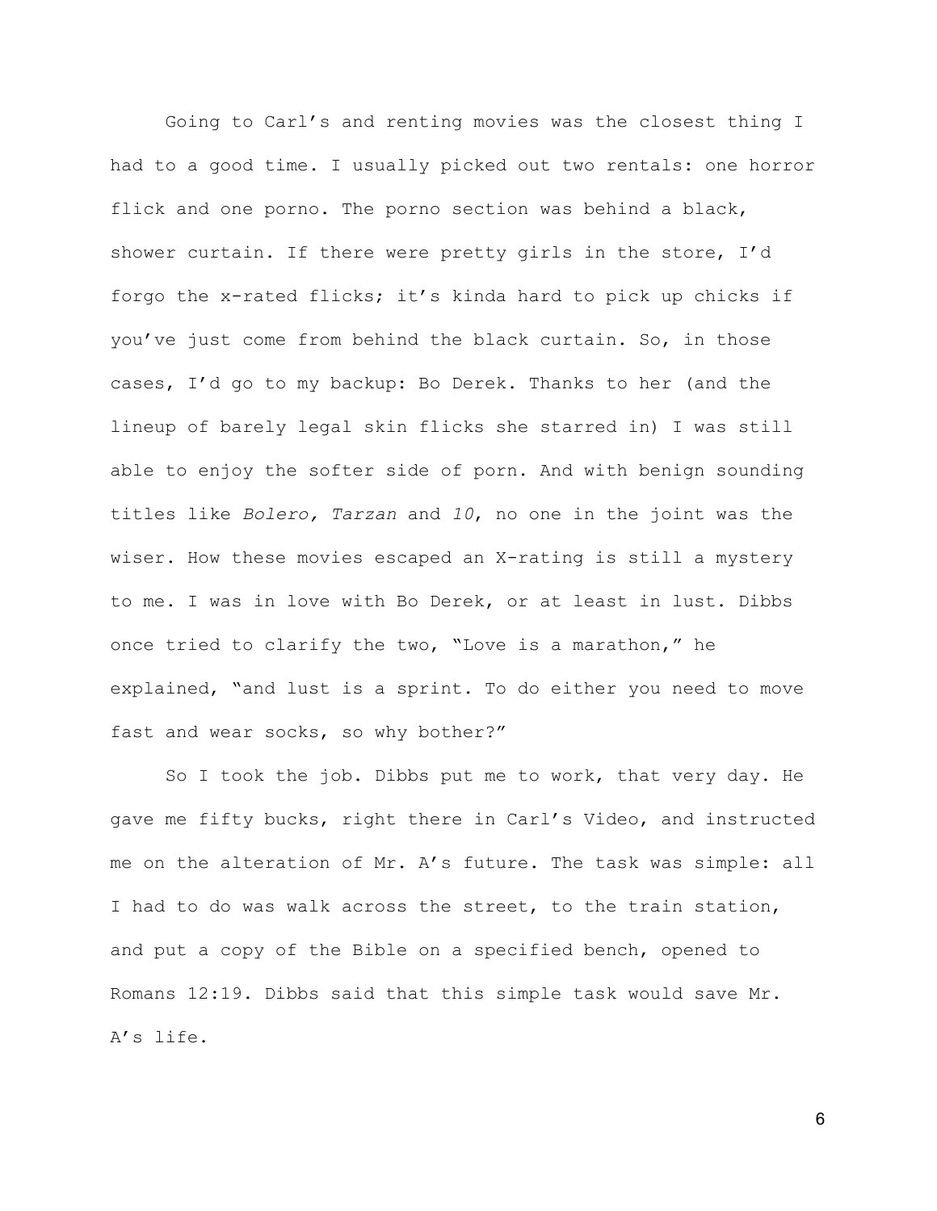Going to Carl's and renting movies was the closest thing I had to a good time. I usually picked out two rentals: one horror flick and one porno. The porno section was behind a black, shower curtain. If there were pretty girls in the store, I'd forgo the x-rated flicks; it's kinda hard to pick up chicks if you've just come from behind the black curtain. So, in those cases, I'd go to my backup: Bo Derek. Thanks to her (and the lineup of barely legal skin flicks she starred in) I was still able to enjoy the softer side of porn. And with benign sounding titles like *Bolero, Tarzan* and *10*, no one in the joint was the wiser. How these movies escaped an X-rating is still a mystery to me. I was in love with Bo Derek, or at least in lust. Dibbs once tried to clarify the two, "Love is a marathon," he explained, "and lust is a sprint. To do either you need to move fast and wear socks, so why bother?"

So I took the job. Dibbs put me to work, that very day. He gave me fifty bucks, right there in Carl's Video, and instructed me on the alteration of Mr. A's future. The task was simple: all I had to do was walk across the street, to the train station, and put a copy of the Bible on a specified bench, opened to Romans 12:19. Dibbs said that this simple task would save Mr. A's life.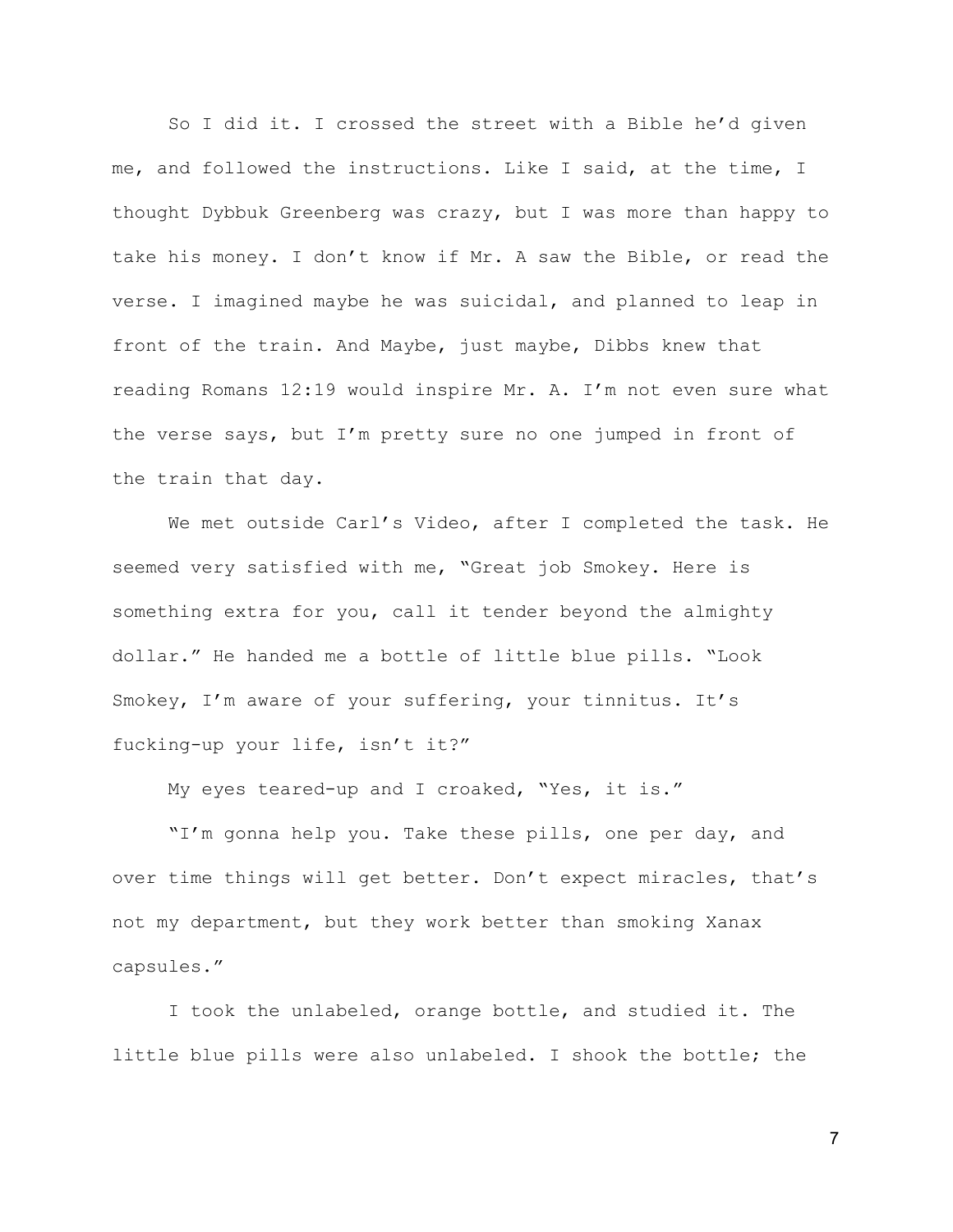So I did it. I crossed the street with a Bible he'd given me, and followed the instructions. Like I said, at the time, I thought Dybbuk Greenberg was crazy, but I was more than happy to take his money. I don't know if Mr. A saw the Bible, or read the verse. I imagined maybe he was suicidal, and planned to leap in front of the train. And Maybe, just maybe, Dibbs knew that reading Romans 12:19 would inspire Mr. A. I'm not even sure what the verse says, but I'm pretty sure no one jumped in front of the train that day.

We met outside Carl's Video, after I completed the task. He seemed very satisfied with me, "Great job Smokey. Here is something extra for you, call it tender beyond the almighty dollar." He handed me a bottle of little blue pills. "Look Smokey, I'm aware of your suffering, your tinnitus. It's fucking-up your life, isn't it?"

My eyes teared-up and I croaked, "Yes, it is."

"I'm gonna help you. Take these pills, one per day, and over time things will get better. Don't expect miracles, that's not my department, but they work better than smoking Xanax capsules."

I took the unlabeled, orange bottle, and studied it. The little blue pills were also unlabeled. I shook the bottle; the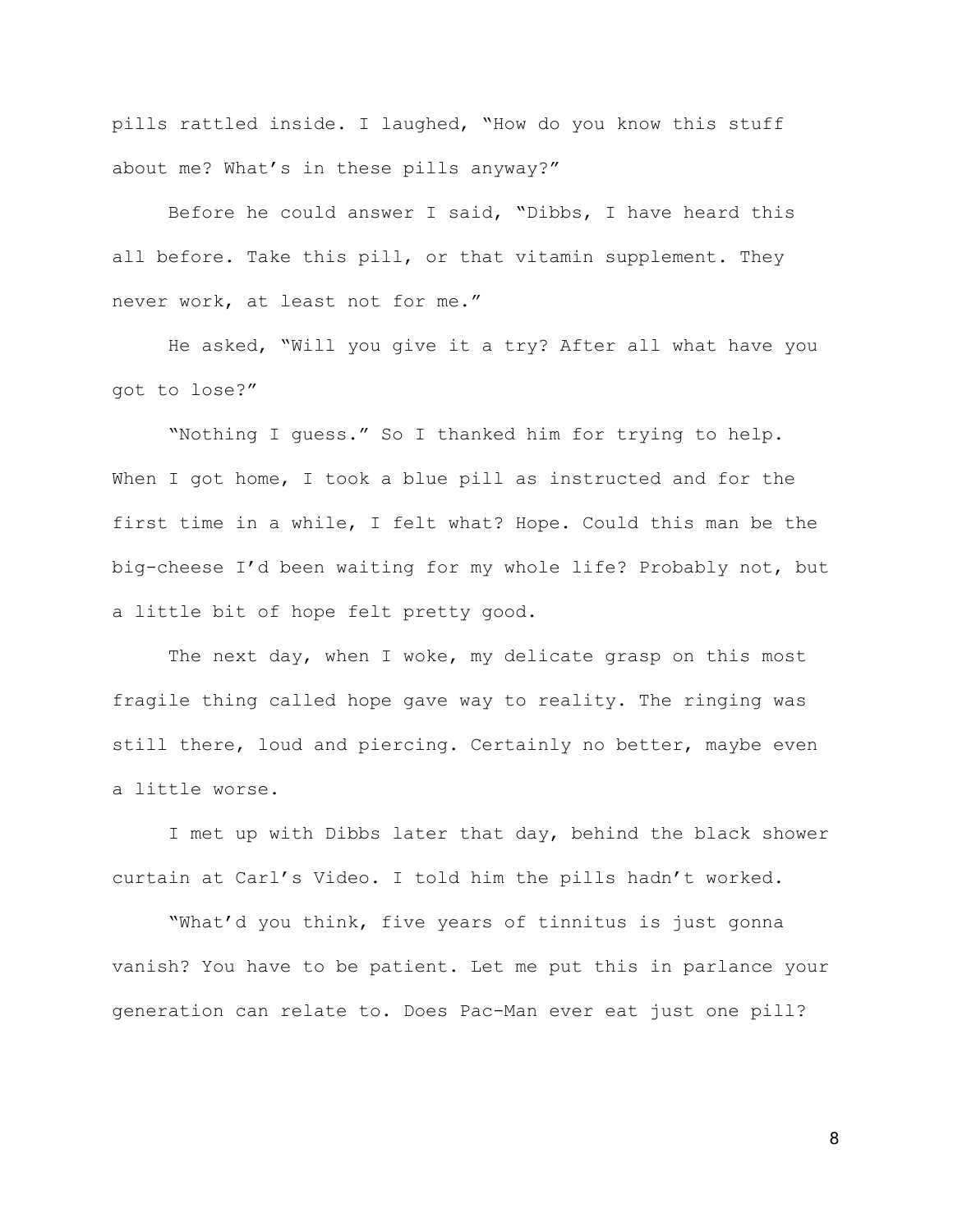pills rattled inside. I laughed, "How do you know this stuff about me? What's in these pills anyway?"

Before he could answer I said, "Dibbs, I have heard this all before. Take this pill, or that vitamin supplement. They never work, at least not for me."

He asked, "Will you give it a try? After all what have you got to lose?"

"Nothing I guess." So I thanked him for trying to help. When I got home, I took a blue pill as instructed and for the first time in a while, I felt what? Hope. Could this man be the big-cheese I'd been waiting for my whole life? Probably not, but a little bit of hope felt pretty good.

The next day, when I woke, my delicate grasp on this most fragile thing called hope gave way to reality. The ringing was still there, loud and piercing. Certainly no better, maybe even a little worse.

I met up with Dibbs later that day, behind the black shower curtain at Carl's Video. I told him the pills hadn't worked.

"What'd you think, five years of tinnitus is just gonna vanish? You have to be patient. Let me put this in parlance your generation can relate to. Does Pac-Man ever eat just one pill?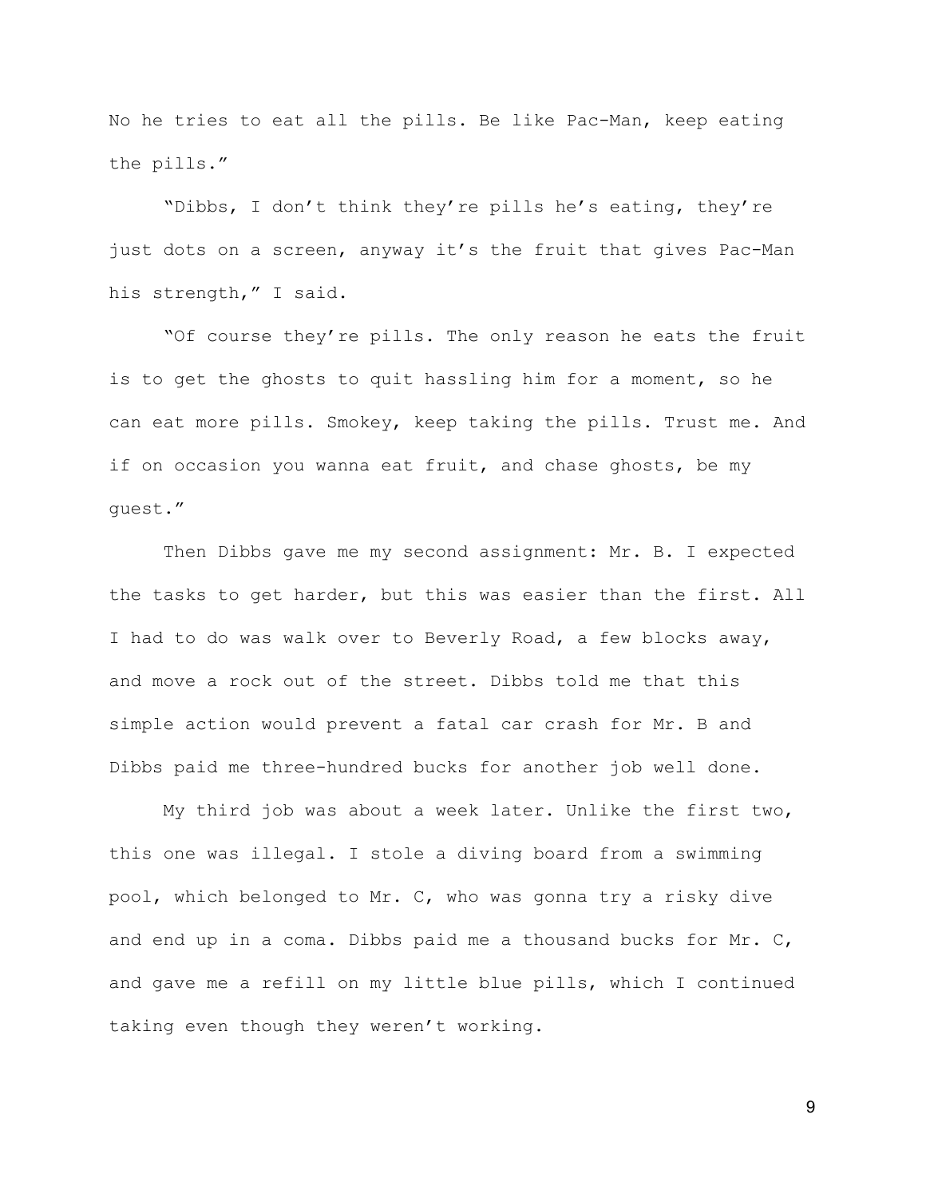No he tries to eat all the pills. Be like Pac-Man, keep eating the pills."

"Dibbs, I don't think they're pills he's eating, they're just dots on a screen, anyway it's the fruit that gives Pac-Man his strength," I said.

"Of course they're pills. The only reason he eats the fruit is to get the ghosts to quit hassling him for a moment, so he can eat more pills. Smokey, keep taking the pills. Trust me. And if on occasion you wanna eat fruit, and chase ghosts, be my guest."

Then Dibbs gave me my second assignment: Mr. B. I expected the tasks to get harder, but this was easier than the first. All I had to do was walk over to Beverly Road, a few blocks away, and move a rock out of the street. Dibbs told me that this simple action would prevent a fatal car crash for Mr. B and Dibbs paid me three-hundred bucks for another job well done.

My third job was about a week later. Unlike the first two, this one was illegal. I stole a diving board from a swimming pool, which belonged to Mr. C, who was gonna try a risky dive and end up in a coma. Dibbs paid me a thousand bucks for Mr. C, and gave me a refill on my little blue pills, which I continued taking even though they weren't working.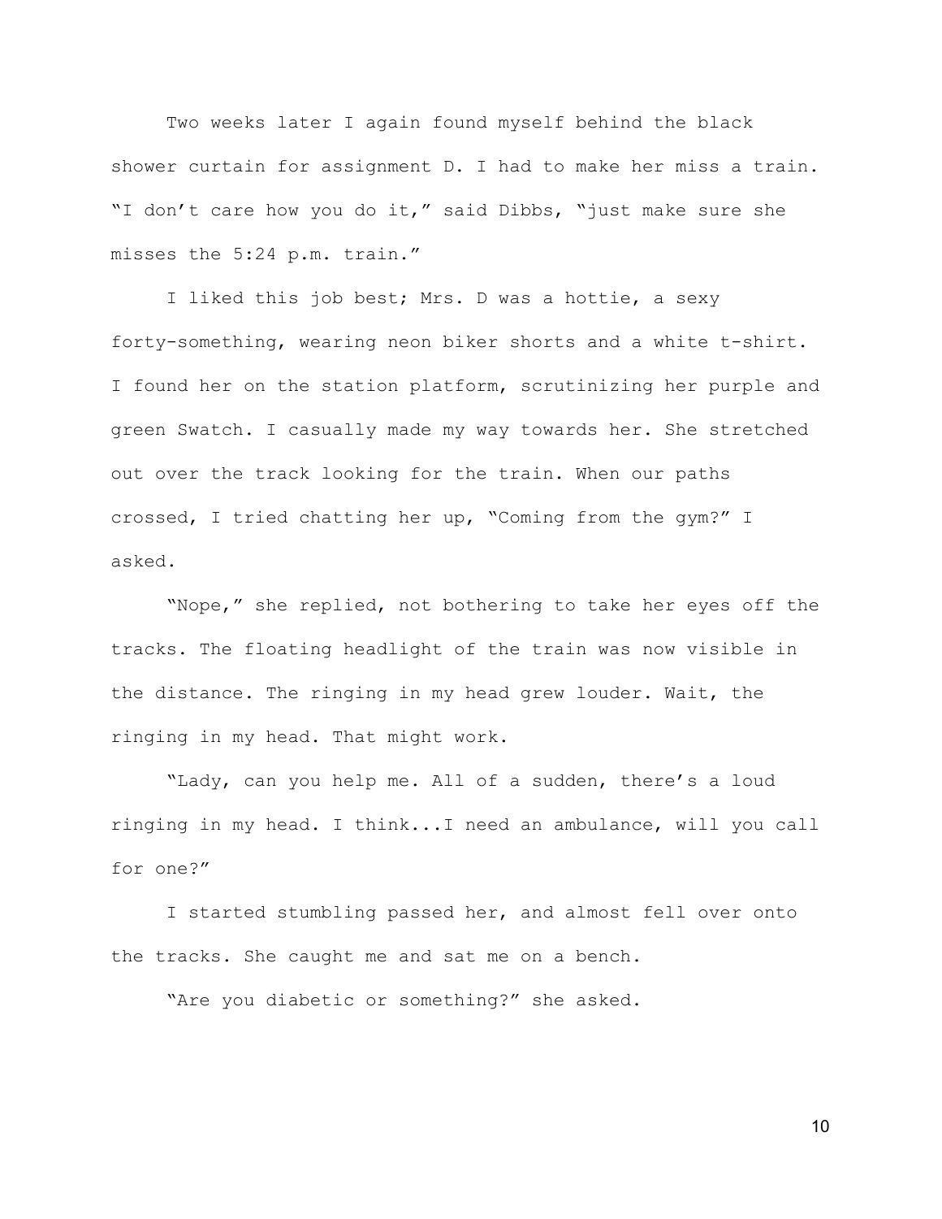Two weeks later I again found myself behind the black shower curtain for assignment D. I had to make her miss a train. "I don't care how you do it," said Dibbs, "just make sure she misses the 5:24 p.m. train."

I liked this job best; Mrs. D was a hottie, a sexy forty-something, wearing neon biker shorts and a white t-shirt. I found her on the station platform, scrutinizing her purple and green Swatch. I casually made my way towards her. She stretched out over the track looking for the train. When our paths crossed, I tried chatting her up, "Coming from the gym?" I asked.

"Nope," she replied, not bothering to take her eyes off the tracks. The floating headlight of the train was now visible in the distance. The ringing in my head grew louder. Wait, the ringing in my head. That might work.

"Lady, can you help me. All of a sudden, there's a loud ringing in my head. I think...I need an ambulance, will you call for one?"

I started stumbling passed her, and almost fell over onto the tracks. She caught me and sat me on a bench.

"Are you diabetic or something?" she asked.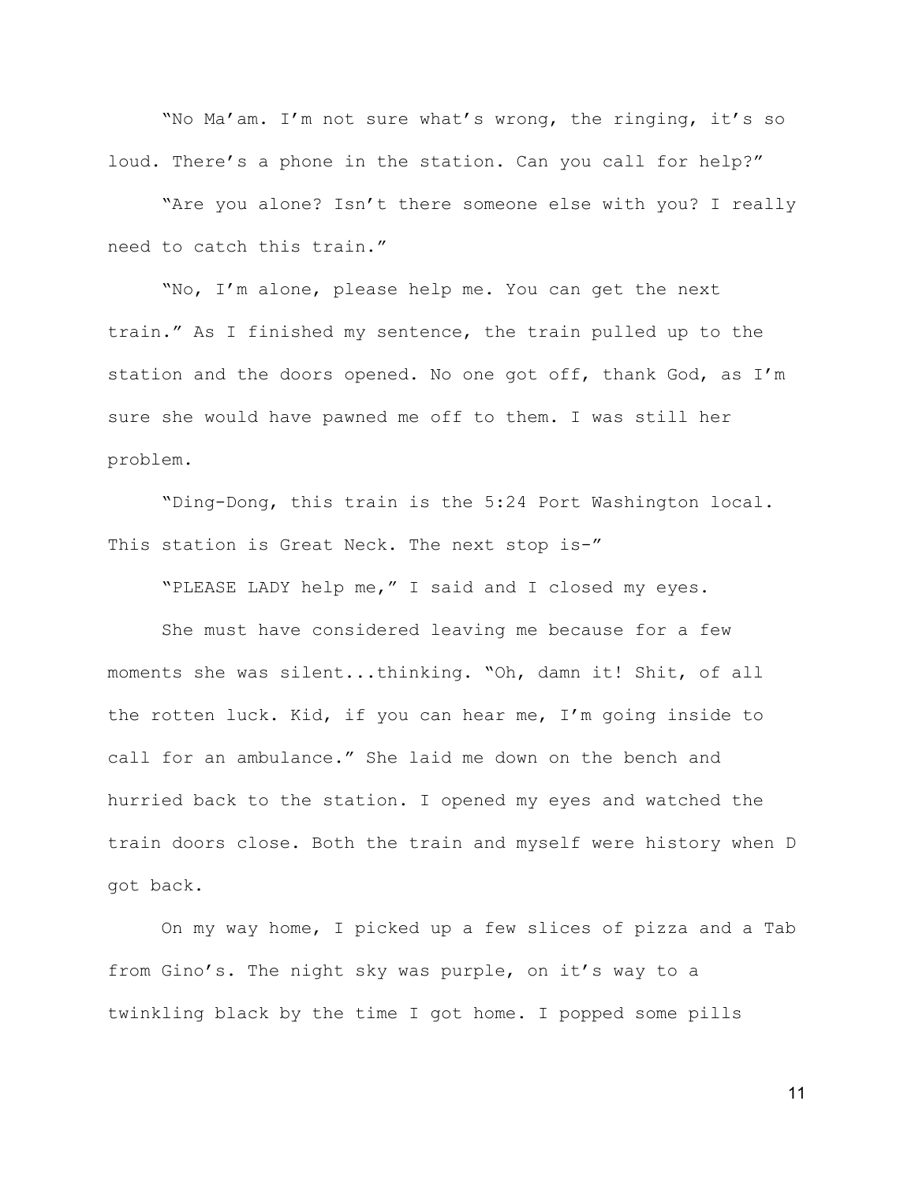"No Ma'am. I'm not sure what's wrong, the ringing, it's so loud. There's a phone in the station. Can you call for help?"

"Are you alone? Isn't there someone else with you? I really need to catch this train."

"No, I'm alone, please help me. You can get the next train." As I finished my sentence, the train pulled up to the station and the doors opened. No one got off, thank God, as I'm sure she would have pawned me off to them. I was still her problem.

"Ding-Dong, this train is the 5:24 Port Washington local. This station is Great Neck. The next stop is-"

"PLEASE LADY help me," I said and I closed my eyes.

She must have considered leaving me because for a few moments she was silent...thinking. "Oh, damn it! Shit, of all the rotten luck. Kid, if you can hear me, I'm going inside to call for an ambulance." She laid me down on the bench and hurried back to the station. I opened my eyes and watched the train doors close. Both the train and myself were history when D got back.

On my way home, I picked up a few slices of pizza and a Tab from Gino's. The night sky was purple, on it's way to a twinkling black by the time I got home. I popped some pills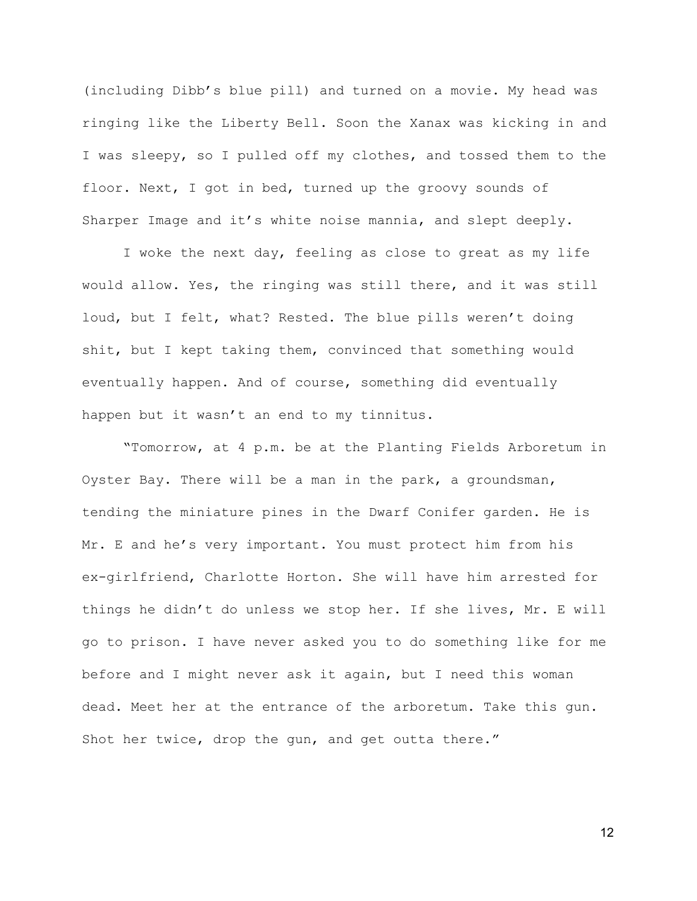(including Dibb's blue pill) and turned on a movie. My head was ringing like the Liberty Bell. Soon the Xanax was kicking in and I was sleepy, so I pulled off my clothes, and tossed them to the floor. Next, I got in bed, turned up the groovy sounds of Sharper Image and it's white noise mannia, and slept deeply.

I woke the next day, feeling as close to great as my life would allow. Yes, the ringing was still there, and it was still loud, but I felt, what? Rested. The blue pills weren't doing shit, but I kept taking them, convinced that something would eventually happen. And of course, something did eventually happen but it wasn't an end to my tinnitus.

"Tomorrow, at 4 p.m. be at the Planting Fields Arboretum in Oyster Bay. There will be a man in the park, a groundsman, tending the miniature pines in the Dwarf Conifer garden. He is Mr. E and he's very important. You must protect him from his ex-girlfriend, Charlotte Horton. She will have him arrested for things he didn't do unless we stop her. If she lives, Mr. E will go to prison. I have never asked you to do something like for me before and I might never ask it again, but I need this woman dead. Meet her at the entrance of the arboretum. Take this gun. Shot her twice, drop the gun, and get outta there."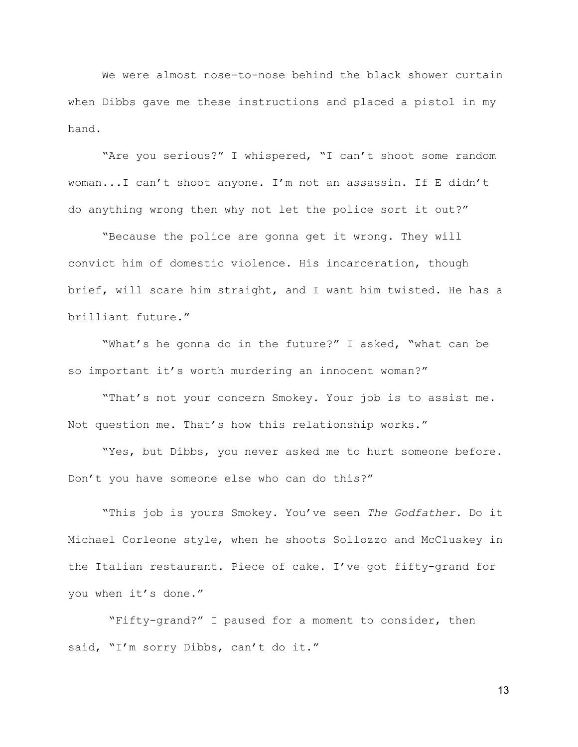We were almost nose-to-nose behind the black shower curtain when Dibbs gave me these instructions and placed a pistol in my hand.

"Are you serious?" I whispered, "I can't shoot some random woman...I can't shoot anyone. I'm not an assassin. If E didn't do anything wrong then why not let the police sort it out?"

"Because the police are gonna get it wrong. They will convict him of domestic violence. His incarceration, though brief, will scare him straight, and I want him twisted. He has a brilliant future."

"What's he gonna do in the future?" I asked, "what can be so important it's worth murdering an innocent woman?"

"That's not your concern Smokey. Your job is to assist me. Not question me. That's how this relationship works."

"Yes, but Dibbs, you never asked me to hurt someone before. Don't you have someone else who can do this?"

"This job is yours Smokey. You've seen *The Godfather.* Do it Michael Corleone style, when he shoots Sollozzo and McCluskey in the Italian restaurant. Piece of cake. I've got fifty-grand for you when it's done."

"Fifty-grand?" I paused for a moment to consider, then said, "I'm sorry Dibbs, can't do it."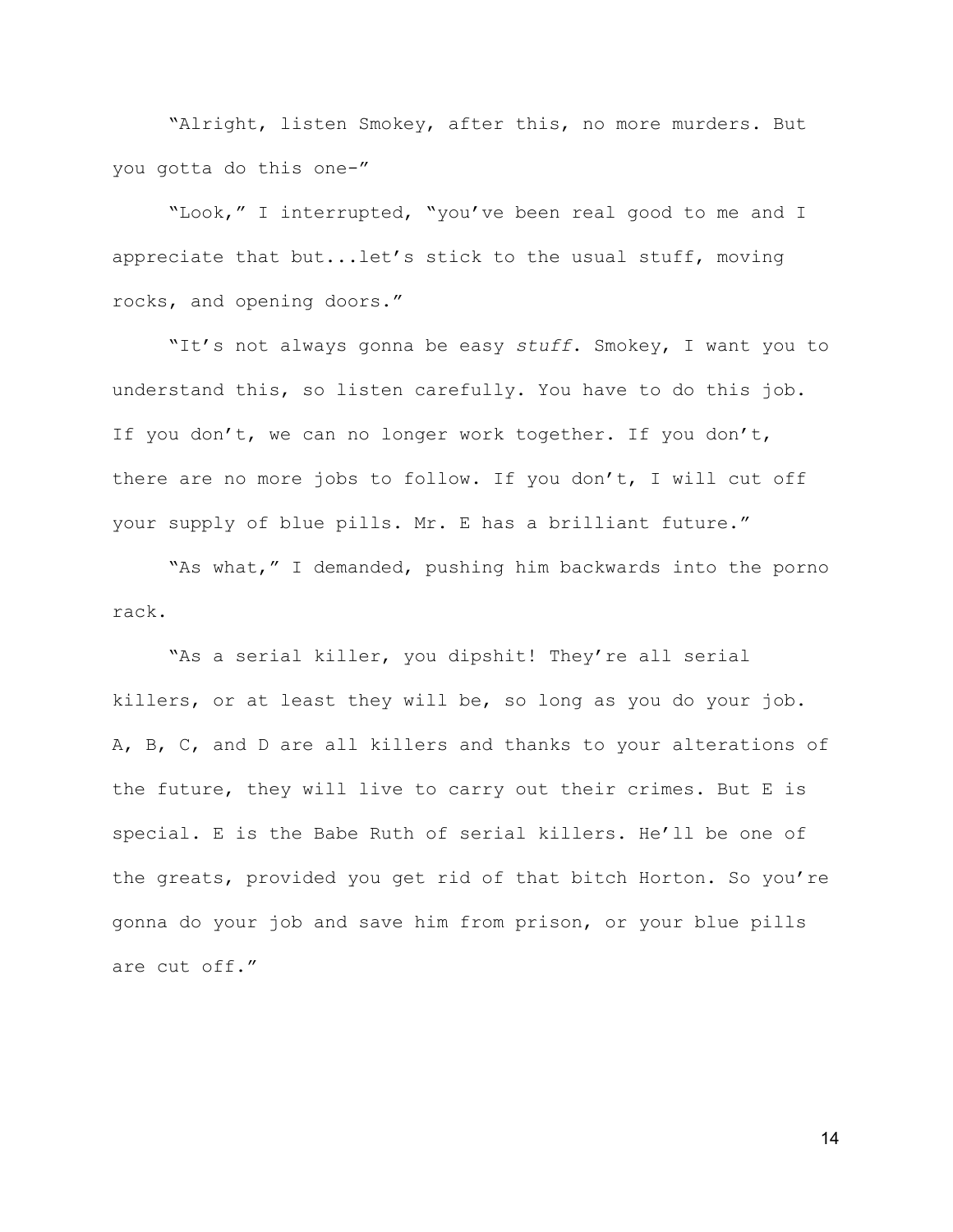"Alright, listen Smokey, after this, no more murders. But you gotta do this one-"

"Look," I interrupted, "you've been real good to me and I appreciate that but...let's stick to the usual stuff, moving rocks, and opening doors."

"It's not always gonna be easy *stuff*. Smokey, I want you to understand this, so listen carefully. You have to do this job. If you don't, we can no longer work together. If you don't, there are no more jobs to follow. If you don't, I will cut off your supply of blue pills. Mr. E has a brilliant future."

"As what," I demanded, pushing him backwards into the porno rack.

"As a serial killer, you dipshit! They're all serial killers, or at least they will be, so long as you do your job. A, B, C, and D are all killers and thanks to your alterations of the future, they will live to carry out their crimes. But E is special. E is the Babe Ruth of serial killers. He'll be one of the greats, provided you get rid of that bitch Horton. So you're gonna do your job and save him from prison, or your blue pills are cut off."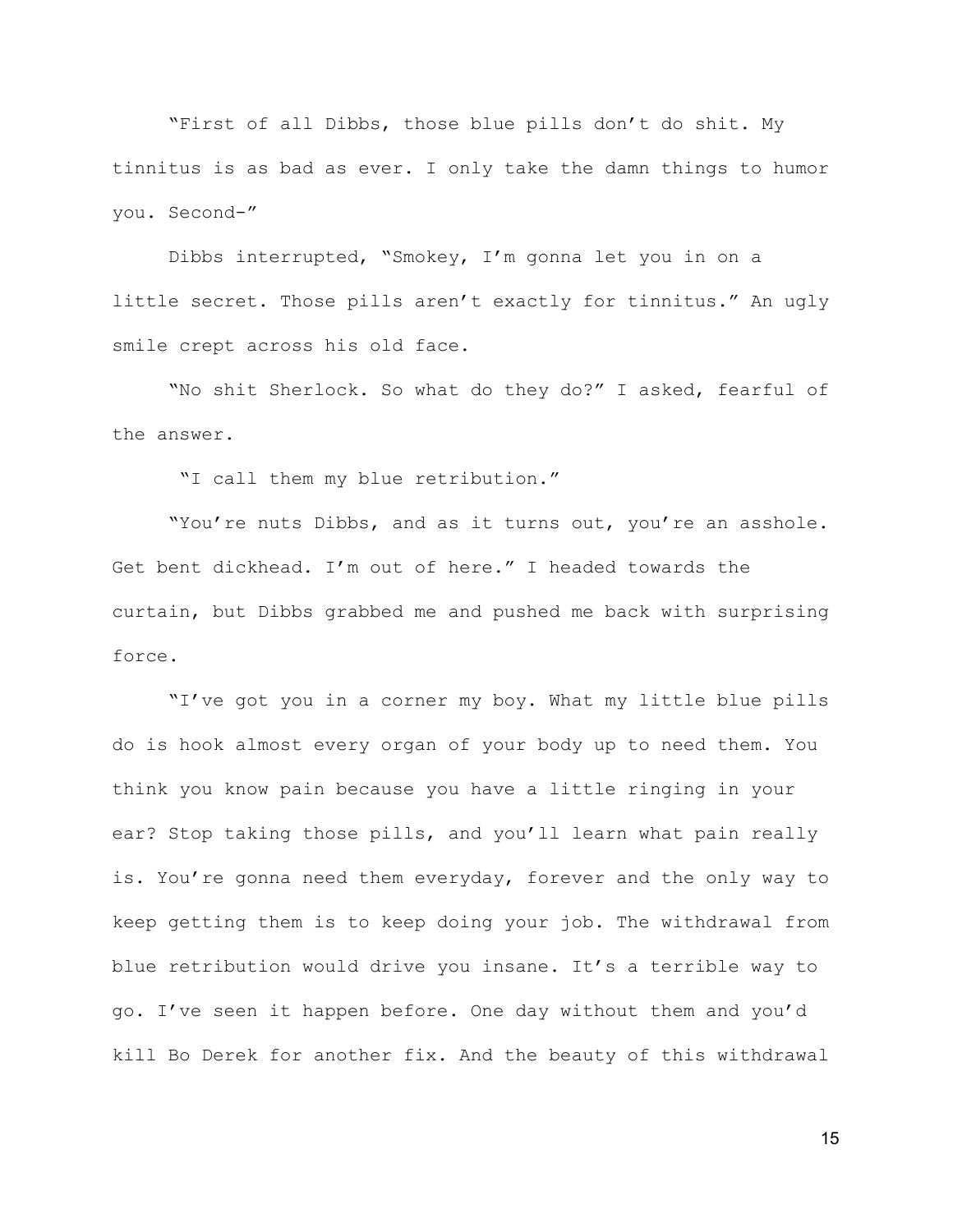"First of all Dibbs, those blue pills don't do shit. My tinnitus is as bad as ever. I only take the damn things to humor you. Second-"

Dibbs interrupted, "Smokey, I'm gonna let you in on a little secret. Those pills aren't exactly for tinnitus." An ugly smile crept across his old face.

"No shit Sherlock. So what do they do?" I asked, fearful of the answer.

"I call them my blue retribution."

"You're nuts Dibbs, and as it turns out, you're an asshole. Get bent dickhead. I'm out of here." I headed towards the curtain, but Dibbs grabbed me and pushed me back with surprising force.

"I've got you in a corner my boy. What my little blue pills do is hook almost every organ of your body up to need them. You think you know pain because you have a little ringing in your ear? Stop taking those pills, and you'll learn what pain really is. You're gonna need them everyday, forever and the only way to keep getting them is to keep doing your job. The withdrawal from blue retribution would drive you insane. It's a terrible way to go. I've seen it happen before. One day without them and you'd kill Bo Derek for another fix. And the beauty of this withdrawal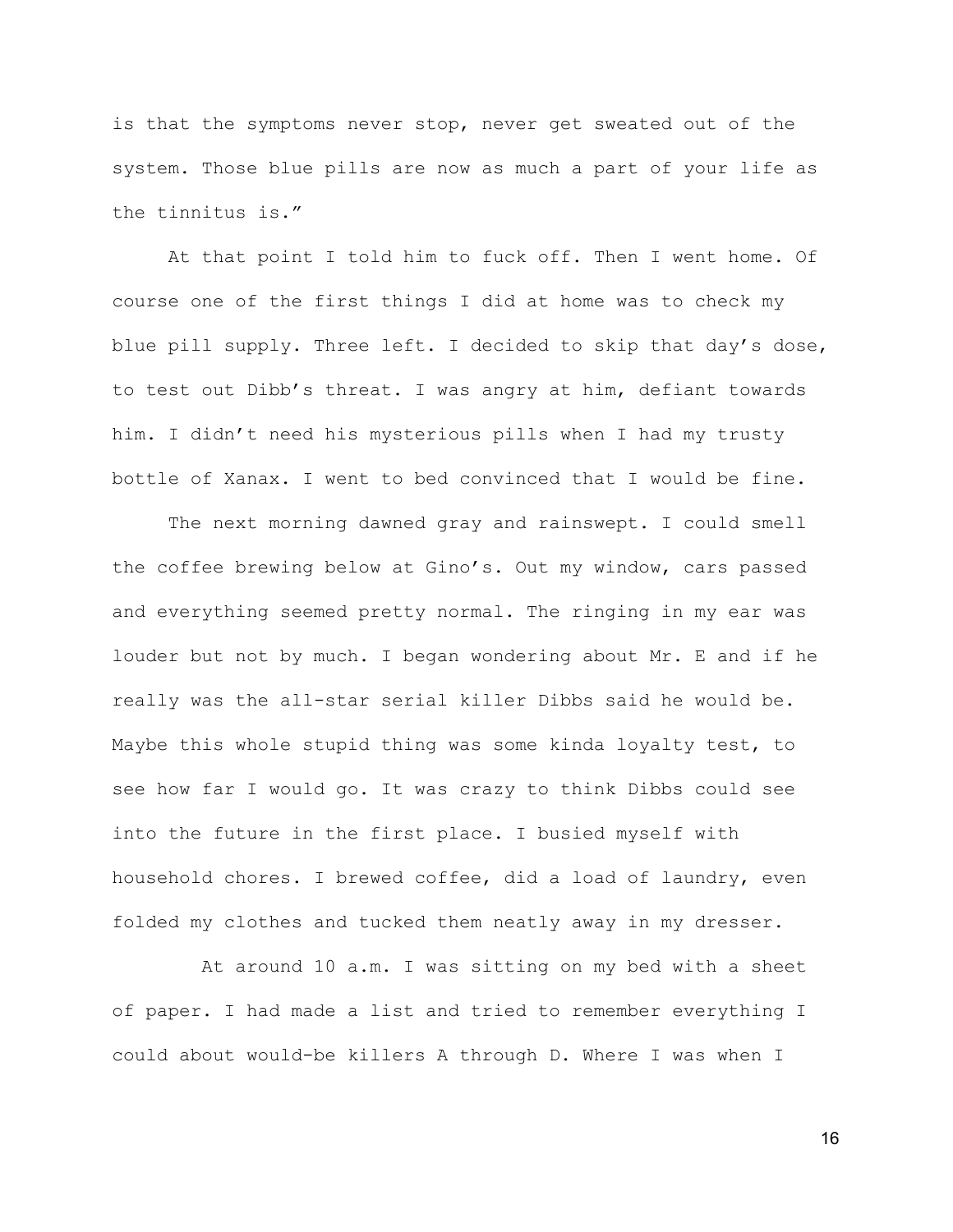is that the symptoms never stop, never get sweated out of the system. Those blue pills are now as much a part of your life as the tinnitus is."

At that point I told him to fuck off. Then I went home. Of course one of the first things I did at home was to check my blue pill supply. Three left. I decided to skip that day's dose, to test out Dibb's threat. I was angry at him, defiant towards him. I didn't need his mysterious pills when I had my trusty bottle of Xanax. I went to bed convinced that I would be fine.

The next morning dawned gray and rainswept. I could smell the coffee brewing below at Gino's. Out my window, cars passed and everything seemed pretty normal. The ringing in my ear was louder but not by much. I began wondering about Mr. E and if he really was the all-star serial killer Dibbs said he would be. Maybe this whole stupid thing was some kinda loyalty test, to see how far I would go. It was crazy to think Dibbs could see into the future in the first place. I busied myself with household chores. I brewed coffee, did a load of laundry, even folded my clothes and tucked them neatly away in my dresser.

At around 10 a.m. I was sitting on my bed with a sheet of paper. I had made a list and tried to remember everything I could about would-be killers A through D. Where I was when I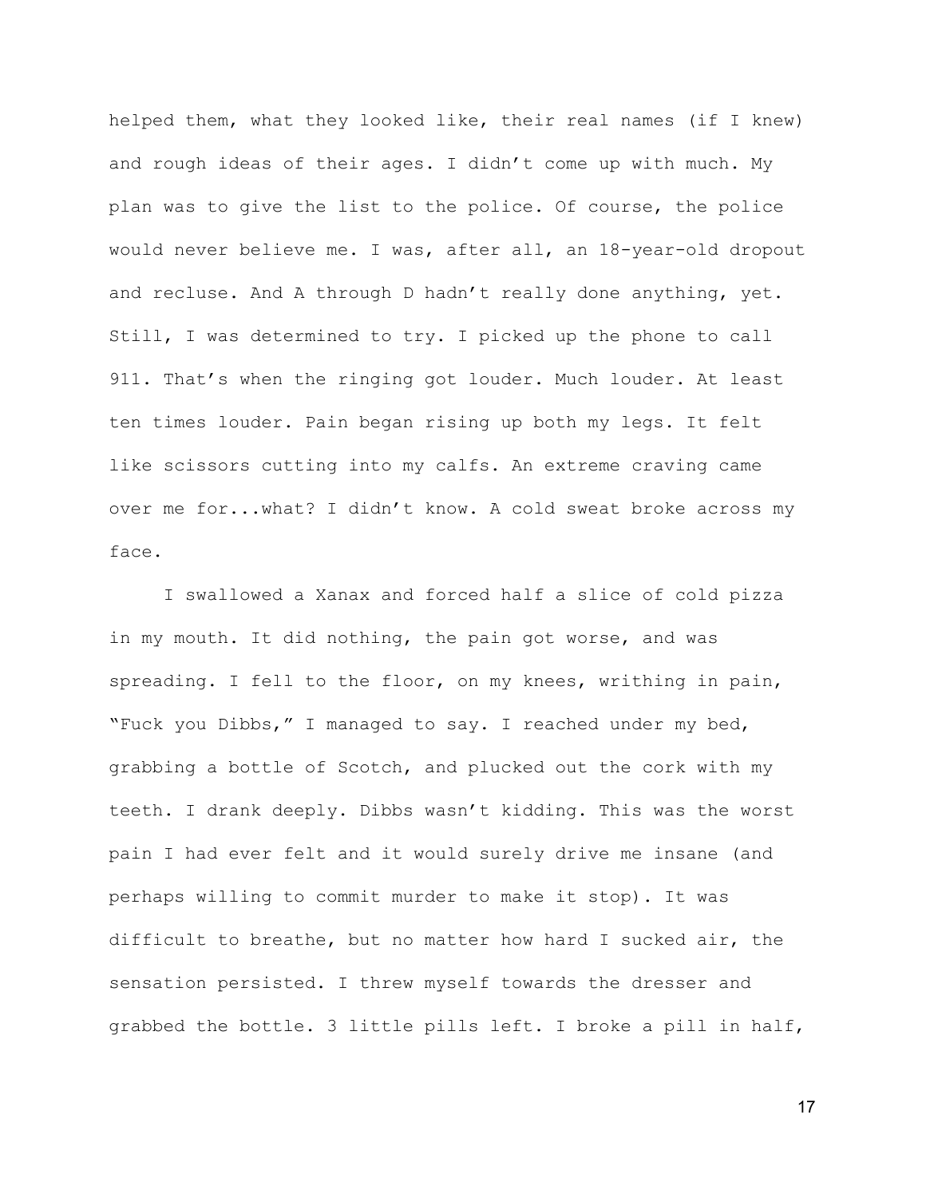helped them, what they looked like, their real names (if I knew) and rough ideas of their ages. I didn't come up with much. My plan was to give the list to the police. Of course, the police would never believe me. I was, after all, an 18-year-old dropout and recluse. And A through D hadn't really done anything, yet. Still, I was determined to try. I picked up the phone to call 911. That's when the ringing got louder. Much louder. At least ten times louder. Pain began rising up both my legs. It felt like scissors cutting into my calfs. An extreme craving came over me for...what? I didn't know. A cold sweat broke across my face.

I swallowed a Xanax and forced half a slice of cold pizza in my mouth. It did nothing, the pain got worse, and was spreading. I fell to the floor, on my knees, writhing in pain, "Fuck you Dibbs," I managed to say. I reached under my bed, grabbing a bottle of Scotch, and plucked out the cork with my teeth. I drank deeply. Dibbs wasn't kidding. This was the worst pain I had ever felt and it would surely drive me insane (and perhaps willing to commit murder to make it stop). It was difficult to breathe, but no matter how hard I sucked air, the sensation persisted. I threw myself towards the dresser and grabbed the bottle. 3 little pills left. I broke a pill in half,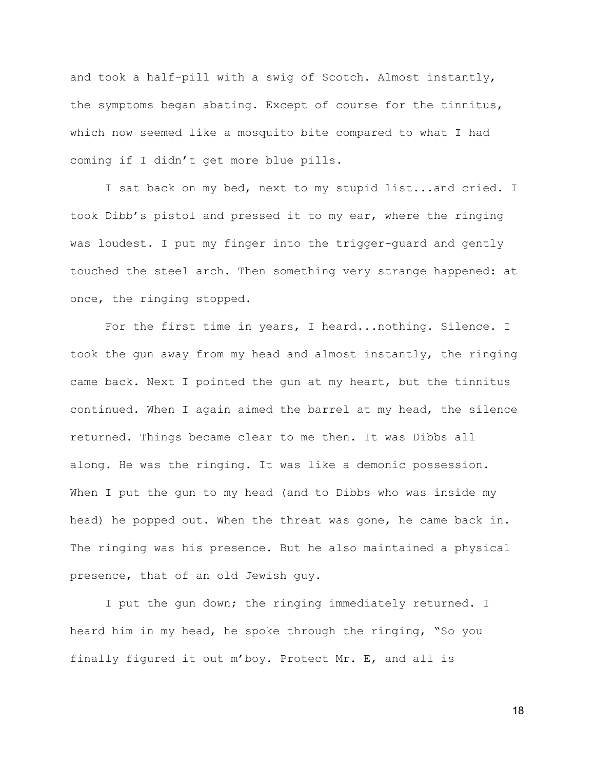and took a half-pill with a swig of Scotch. Almost instantly, the symptoms began abating. Except of course for the tinnitus, which now seemed like a mosquito bite compared to what I had coming if I didn't get more blue pills.

I sat back on my bed, next to my stupid list...and cried. I took Dibb's pistol and pressed it to my ear, where the ringing was loudest. I put my finger into the trigger-guard and gently touched the steel arch. Then something very strange happened: at once, the ringing stopped.

For the first time in years, I heard...nothing. Silence. I took the gun away from my head and almost instantly, the ringing came back. Next I pointed the gun at my heart, but the tinnitus continued. When I again aimed the barrel at my head, the silence returned. Things became clear to me then. It was Dibbs all along. He was the ringing. It was like a demonic possession. When I put the gun to my head (and to Dibbs who was inside my head) he popped out. When the threat was gone, he came back in. The ringing was his presence. But he also maintained a physical presence, that of an old Jewish guy.

I put the gun down; the ringing immediately returned. I heard him in my head, he spoke through the ringing, "So you finally figured it out m'boy. Protect Mr. E, and all is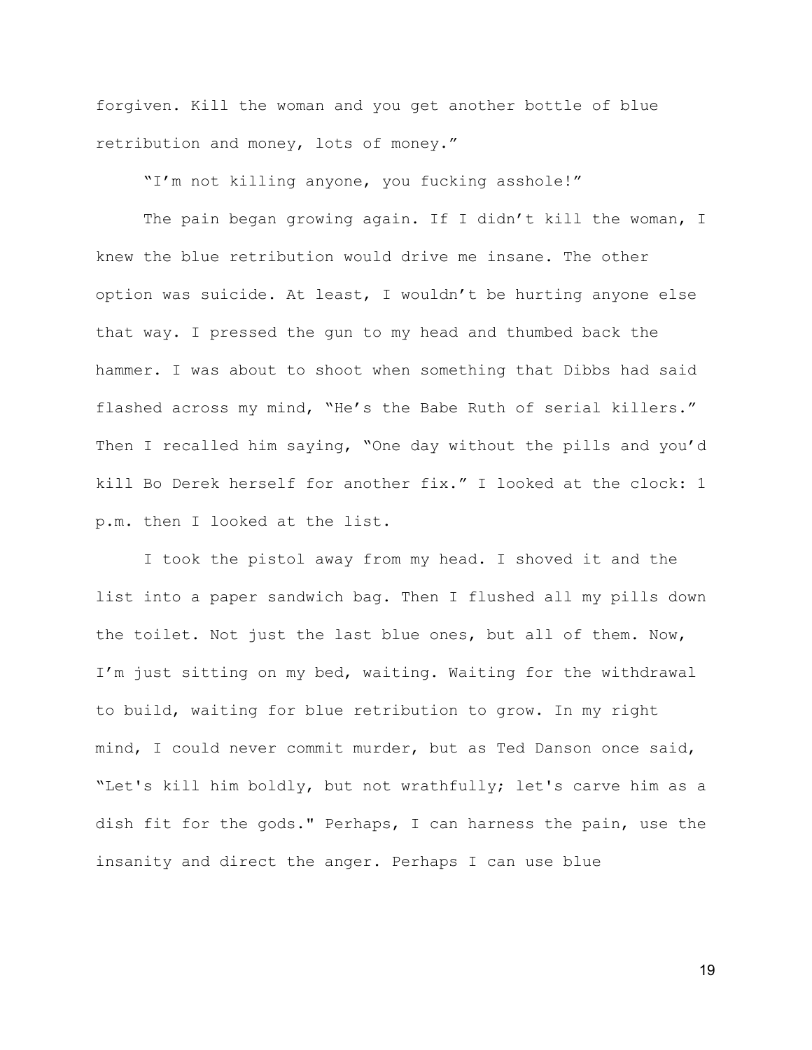forgiven. Kill the woman and you get another bottle of blue retribution and money, lots of money."

"I'm not killing anyone, you fucking asshole!"

The pain began growing again. If I didn't kill the woman, I knew the blue retribution would drive me insane. The other option was suicide. At least, I wouldn't be hurting anyone else that way. I pressed the gun to my head and thumbed back the hammer. I was about to shoot when something that Dibbs had said flashed across my mind, "He's the Babe Ruth of serial killers." Then I recalled him saying, "One day without the pills and you'd kill Bo Derek herself for another fix." I looked at the clock: 1 p.m. then I looked at the list.

I took the pistol away from my head. I shoved it and the list into a paper sandwich bag. Then I flushed all my pills down the toilet. Not just the last blue ones, but all of them. Now, I'm just sitting on my bed, waiting. Waiting for the withdrawal to build, waiting for blue retribution to grow. In my right mind, I could never commit murder, but as Ted Danson once said, "Let's kill him boldly, but not wrathfully; let's carve him as a dish fit for the gods." Perhaps, I can harness the pain, use the insanity and direct the anger. Perhaps I can use blue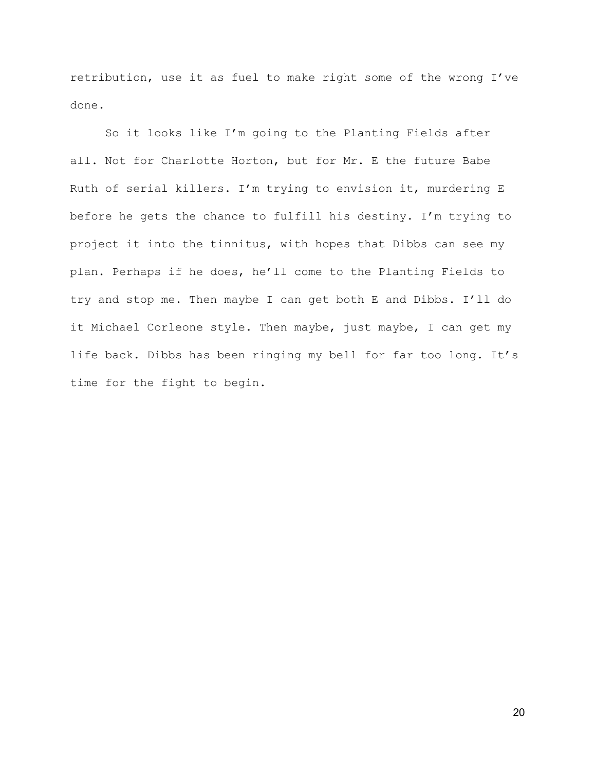retribution, use it as fuel to make right some of the wrong I've done.

So it looks like I'm going to the Planting Fields after all. Not for Charlotte Horton, but for Mr. E the future Babe Ruth of serial killers. I'm trying to envision it, murdering E before he gets the chance to fulfill his destiny. I'm trying to project it into the tinnitus, with hopes that Dibbs can see my plan. Perhaps if he does, he'll come to the Planting Fields to try and stop me. Then maybe I can get both E and Dibbs. I'll do it Michael Corleone style. Then maybe, just maybe, I can get my life back. Dibbs has been ringing my bell for far too long. It's time for the fight to begin.